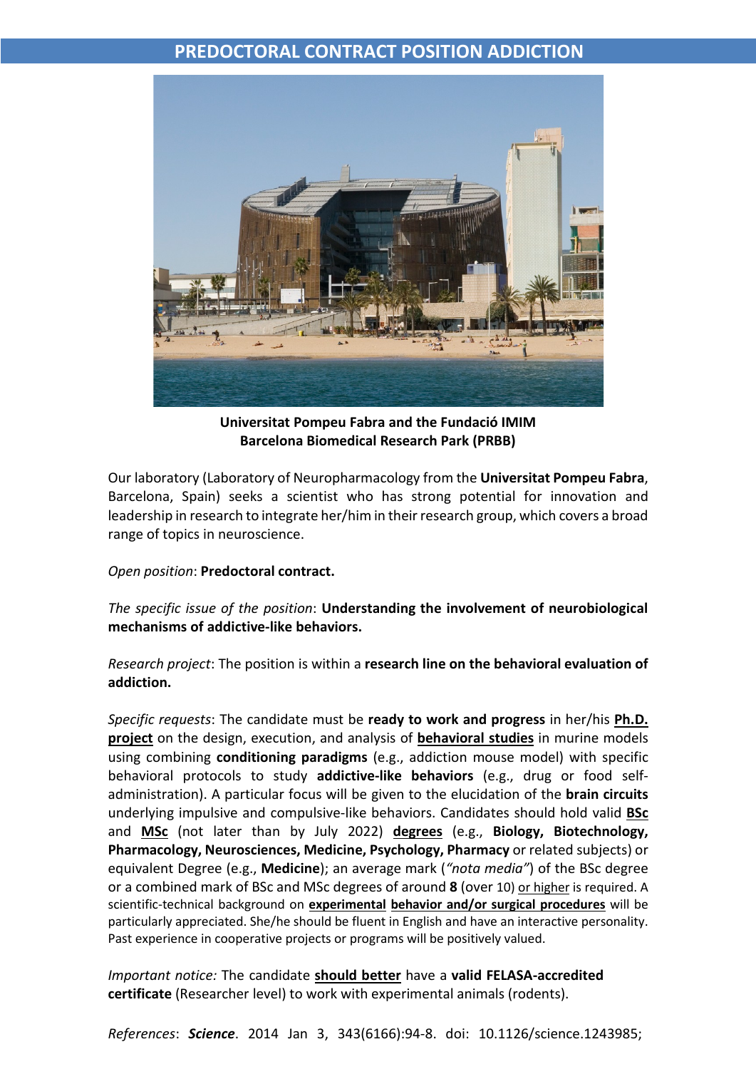# PREDOCTORAL CONTRACT POSITION ADDICTION

**Universitat Pompeu Fabra and the Fundació IMIM**
**Barcelona Biomedical Research Park (PRBB)**

Our laboratory (Laboratory of Neuropharmacology from the **Universitat Pompeu Fabra**, Barcelona, Spain) seeks a scientist who has strong potential for innovation and leadership in research to integrate her/him in their research group, which covers a broad range of topics in neuroscience.

*Open position*: **Predoctoral contract.**

*The specific issue of the position*: **Understanding the involvement of neurobiological mechanisms of addictive-like behaviors.**

*Research project*: The position is within a **research line on the behavioral evaluation of addiction.**

*Specific requests*: The candidate must be **ready to work and progress** in her/his **Ph.D. project** on the design, execution, and analysis of **behavioral studies** in murine models using combining **conditioning paradigms** (e.g., addiction mouse model) with specific behavioral protocols to study **addictive-like behaviors** (e.g., drug or food self-administration). A particular focus will be given to the elucidation of the **brain circuits** underlying impulsive and compulsive-like behaviors. Candidates should hold valid **BSc** and **MSc** (not later than by July 2022) **degrees** (e.g., **Biology, Biotechnology, Pharmacology, Neurosciences, Medicine, Psychology, Pharmacy** or related subjects) or equivalent Degree (e.g., **Medicine**); an average mark (*"nota media"*) of the BSc degree or a combined mark of BSc and MSc degrees of around **8** (over 10) or higher is required. A scientific-technical background on **experimental behavior and/or surgical procedures** will be particularly appreciated. She/he should be fluent in English and have an interactive personality. Past experience in cooperative projects or programs will be positively valued.

*Important notice:* The candidate **should better** have a **valid FELASA-accredited certificate** (Researcher level) to work with experimental animals (rodents).

*References*: ***Science***. 2014 Jan 3, 343(6166):94-8. doi: 10.1126/science.1243985;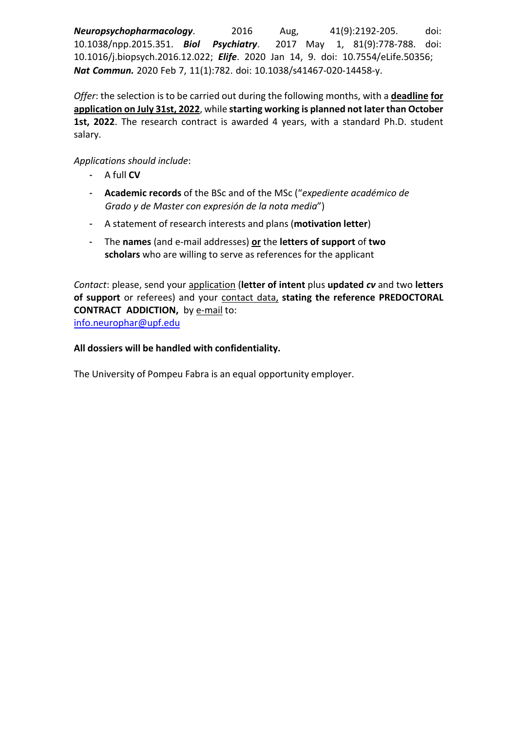***Neuropsychopharmacology***. 2016 Aug, 41(9):2192-205. doi: 10.1038/npp.2015.351. ***Biol Psychiatry***. 2017 May 1, 81(9):778-788. doi: 10.1016/j.biopsych.2016.12.022; ***Elife***. 2020 Jan 14, 9. doi: 10.7554/eLife.50356; ***Nat Commun.*** 2020 Feb 7, 11(1):782. doi: 10.1038/s41467-020-14458-y.

*Offer*: the selection is to be carried out during the following months, with a **deadline for application on July 31st, 2022**, while **starting working is planned not later than October 1st, 2022**. The research contract is awarded 4 years, with a standard Ph.D. student salary.

*Applications should include*:

- A full **CV**
- **Academic records** of the BSc and of the MSc ("*expediente académico de Grado y de Master con expresión de la nota media*")
- A statement of research interests and plans (**motivation letter**)
- The **names** (and e-mail addresses) **or** the **letters of support** of **two scholars** who are willing to serve as references for the applicant

*Contact*: please, send your application (**letter of intent** plus **updated *cv*** and two **letters of support** or referees) and your contact data, **stating the reference PREDOCTORAL CONTRACT ADDICTION,** by e-mail to:
info.neurophar@upf.edu

**All dossiers will be handled with confidentiality.**

The University of Pompeu Fabra is an equal opportunity employer.